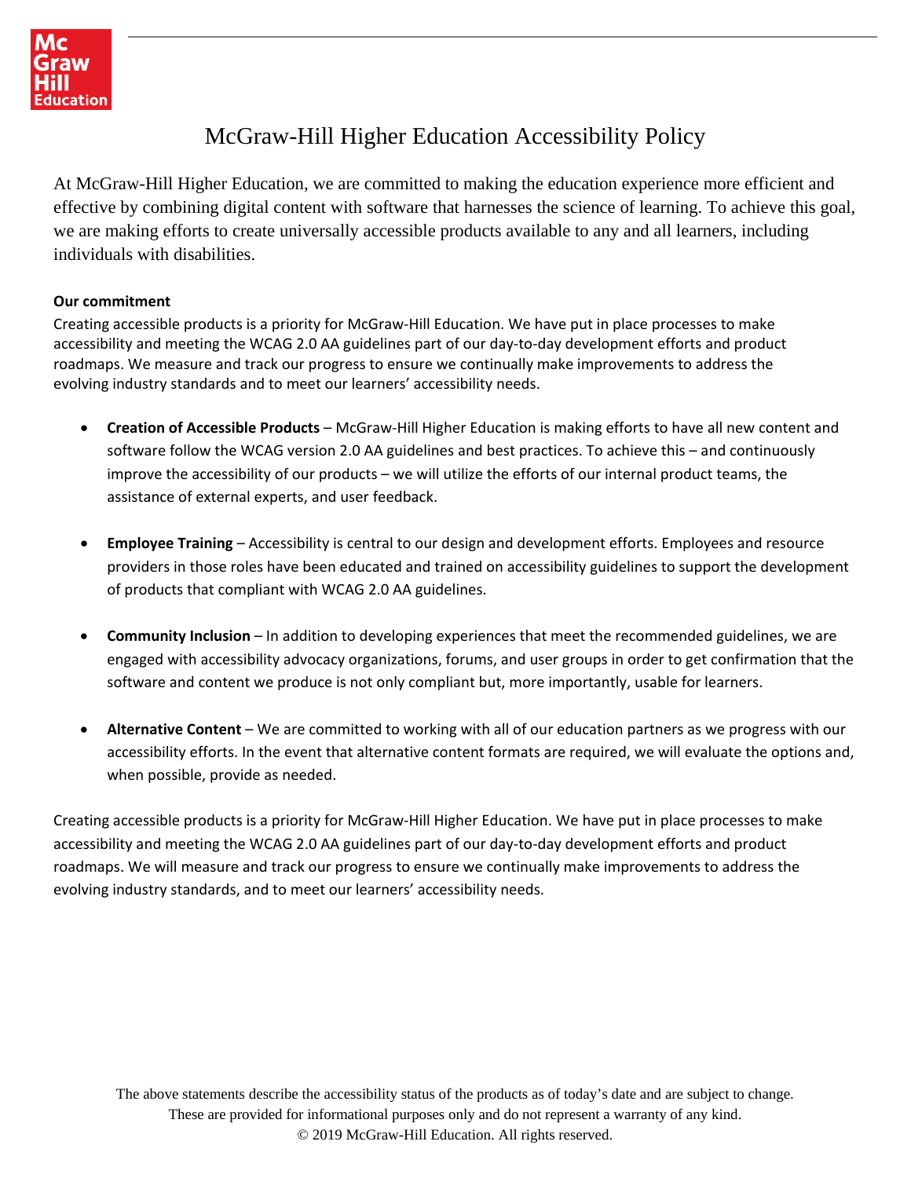# McGraw-Hill Higher Education Accessibility Policy

At McGraw-Hill Higher Education, we are committed to making the education experience more efficient and effective by combining digital content with software that harnesses the science of learning. To achieve this goal, we are making efforts to create universally accessible products available to any and all learners, including individuals with disabilities.

**Our commitment**

Creating accessible products is a priority for McGraw-Hill Education. We have put in place processes to make accessibility and meeting the WCAG 2.0 AA guidelines part of our day-to-day development efforts and product roadmaps. We measure and track our progress to ensure we continually make improvements to address the evolving industry standards and to meet our learners' accessibility needs.

- **Creation of Accessible Products** – McGraw-Hill Higher Education is making efforts to have all new content and software follow the WCAG version 2.0 AA guidelines and best practices. To achieve this – and continuously improve the accessibility of our products – we will utilize the efforts of our internal product teams, the assistance of external experts, and user feedback.

- **Employee Training** – Accessibility is central to our design and development efforts. Employees and resource providers in those roles have been educated and trained on accessibility guidelines to support the development of products that compliant with WCAG 2.0 AA guidelines.

- **Community Inclusion** – In addition to developing experiences that meet the recommended guidelines, we are engaged with accessibility advocacy organizations, forums, and user groups in order to get confirmation that the software and content we produce is not only compliant but, more importantly, usable for learners.

- **Alternative Content** – We are committed to working with all of our education partners as we progress with our accessibility efforts. In the event that alternative content formats are required, we will evaluate the options and, when possible, provide as needed.

Creating accessible products is a priority for McGraw-Hill Higher Education. We have put in place processes to make accessibility and meeting the WCAG 2.0 AA guidelines part of our day-to-day development efforts and product roadmaps. We will measure and track our progress to ensure we continually make improvements to address the evolving industry standards, and to meet our learners' accessibility needs.

The above statements describe the accessibility status of the products as of today's date and are subject to change. These are provided for informational purposes only and do not represent a warranty of any kind.
© 2019 McGraw-Hill Education. All rights reserved.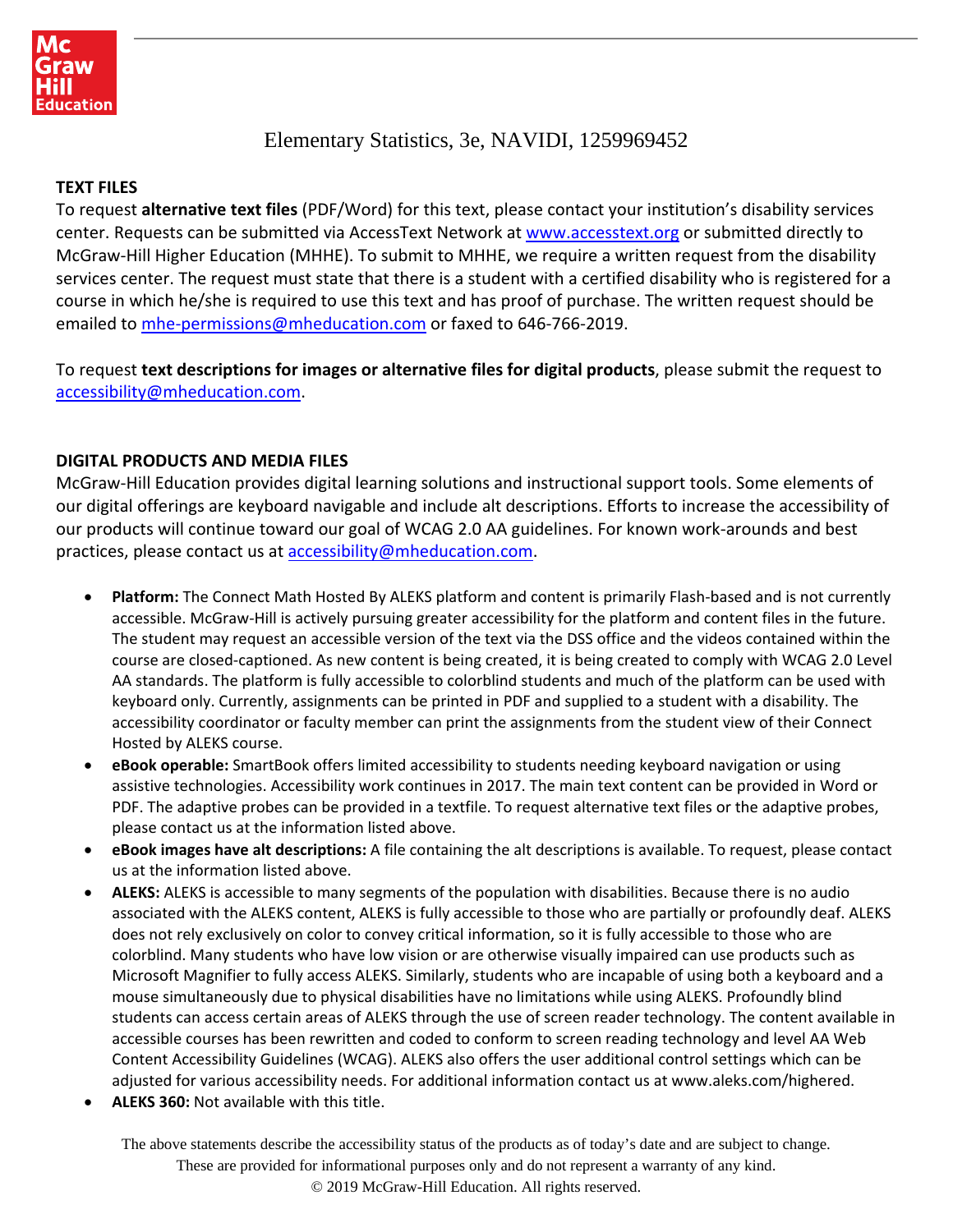Elementary Statistics, 3e, NAVIDI, 1259969452

## TEXT FILES

To request **alternative text files** (PDF/Word) for this text, please contact your institution's disability services center. Requests can be submitted via AccessText Network at [www.accesstext.org](http://www.accesstext.org) or submitted directly to McGraw-Hill Higher Education (MHHE). To submit to MHHE, we require a written request from the disability services center. The request must state that there is a student with a certified disability who is registered for a course in which he/she is required to use this text and has proof of purchase. The written request should be emailed to [mhe-permissions@mheducation.com](mailto:mhe-permissions@mheducation.com) or faxed to 646-766-2019.

To request **text descriptions for images or alternative files for digital products**, please submit the request to [accessibility@mheducation.com](mailto:accessibility@mheducation.com).

## DIGITAL PRODUCTS AND MEDIA FILES

McGraw-Hill Education provides digital learning solutions and instructional support tools. Some elements of our digital offerings are keyboard navigable and include alt descriptions. Efforts to increase the accessibility of our products will continue toward our goal of WCAG 2.0 AA guidelines. For known work-arounds and best practices, please contact us at [accessibility@mheducation.com](mailto:accessibility@mheducation.com).

- **Platform:** The Connect Math Hosted By ALEKS platform and content is primarily Flash-based and is not currently accessible. McGraw-Hill is actively pursuing greater accessibility for the platform and content files in the future. The student may request an accessible version of the text via the DSS office and the videos contained within the course are closed-captioned. As new content is being created, it is being created to comply with WCAG 2.0 Level AA standards. The platform is fully accessible to colorblind students and much of the platform can be used with keyboard only. Currently, assignments can be printed in PDF and supplied to a student with a disability. The accessibility coordinator or faculty member can print the assignments from the student view of their Connect Hosted by ALEKS course.
- **eBook operable:** SmartBook offers limited accessibility to students needing keyboard navigation or using assistive technologies. Accessibility work continues in 2017. The main text content can be provided in Word or PDF. The adaptive probes can be provided in a textfile. To request alternative text files or the adaptive probes, please contact us at the information listed above.
- **eBook images have alt descriptions:** A file containing the alt descriptions is available. To request, please contact us at the information listed above.
- **ALEKS:** ALEKS is accessible to many segments of the population with disabilities. Because there is no audio associated with the ALEKS content, ALEKS is fully accessible to those who are partially or profoundly deaf. ALEKS does not rely exclusively on color to convey critical information, so it is fully accessible to those who are colorblind. Many students who have low vision or are otherwise visually impaired can use products such as Microsoft Magnifier to fully access ALEKS. Similarly, students who are incapable of using both a keyboard and a mouse simultaneously due to physical disabilities have no limitations while using ALEKS. Profoundly blind students can access certain areas of ALEKS through the use of screen reader technology. The content available in accessible courses has been rewritten and coded to conform to screen reading technology and level AA Web Content Accessibility Guidelines (WCAG). ALEKS also offers the user additional control settings which can be adjusted for various accessibility needs. For additional information contact us at www.aleks.com/highered.
- **ALEKS 360:** Not available with this title.

The above statements describe the accessibility status of the products as of today's date and are subject to change. These are provided for informational purposes only and do not represent a warranty of any kind.

© 2019 McGraw-Hill Education. All rights reserved.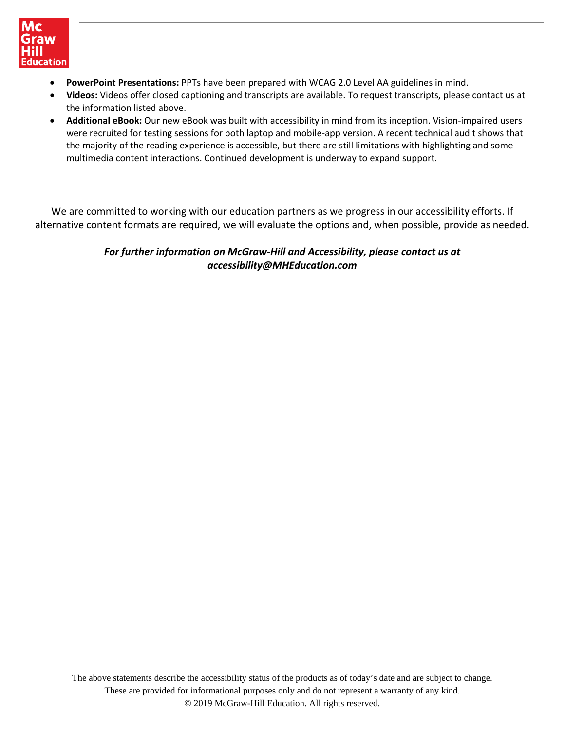- **PowerPoint Presentations:** PPTs have been prepared with WCAG 2.0 Level AA guidelines in mind.
- **Videos:** Videos offer closed captioning and transcripts are available. To request transcripts, please contact us at the information listed above.
- **Additional eBook:** Our new eBook was built with accessibility in mind from its inception. Vision-impaired users were recruited for testing sessions for both laptop and mobile-app version. A recent technical audit shows that the majority of the reading experience is accessible, but there are still limitations with highlighting and some multimedia content interactions. Continued development is underway to expand support.

We are committed to working with our education partners as we progress in our accessibility efforts. If alternative content formats are required, we will evaluate the options and, when possible, provide as needed.

***For further information on McGraw-Hill and Accessibility, please contact us at accessibility@MHEducation.com***

The above statements describe the accessibility status of the products as of today's date and are subject to change. These are provided for informational purposes only and do not represent a warranty of any kind.
© 2019 McGraw-Hill Education. All rights reserved.